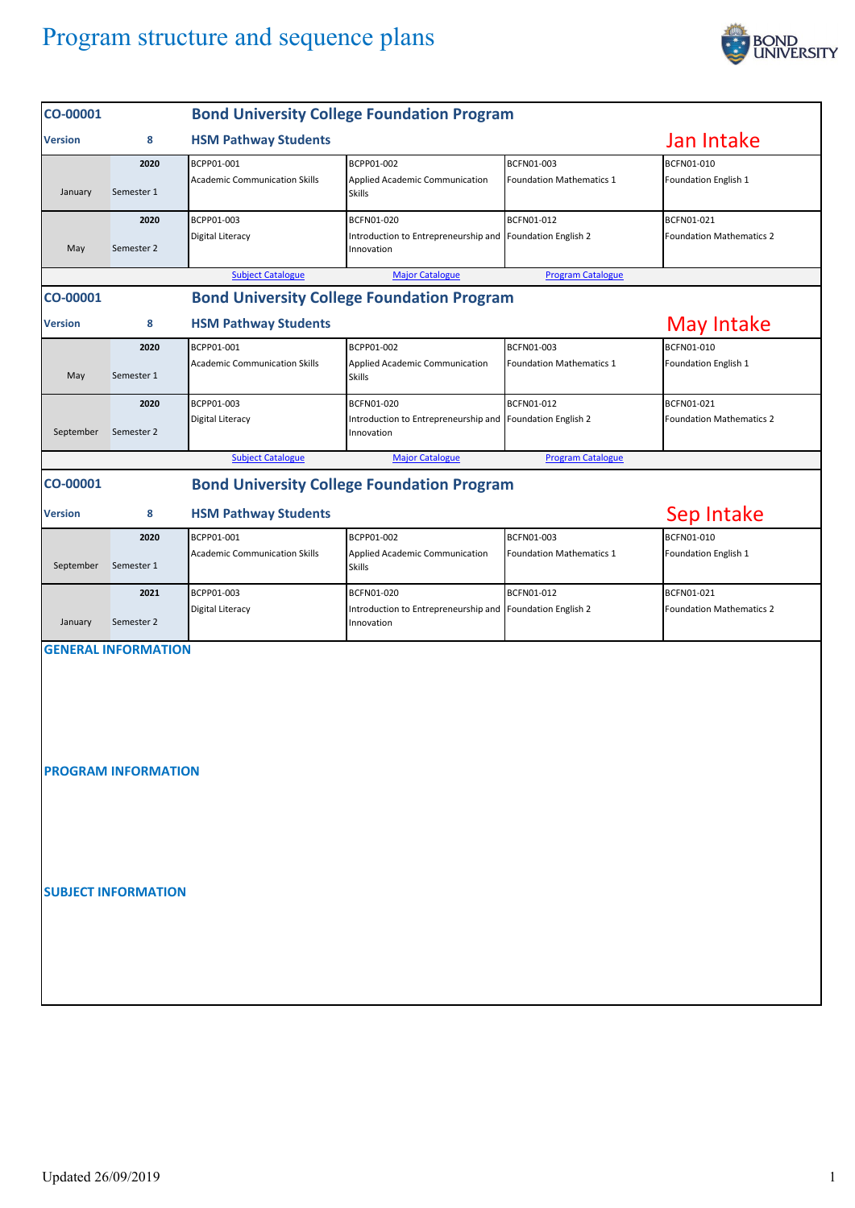# Program structure and sequence plans

## CO-00001 — Bond University College Foundation Program

**Version** 8 — **HSM Pathway Students** — Jan Intake

| Month | Semester | | | | |
|---|---|---|---|---|---|
| January | 2020 Semester 1 | BCPP01-001 Academic Communication Skills | BCPP01-002 Applied Academic Communication Skills | BCFN01-003 Foundation Mathematics 1 | BCFN01-010 Foundation English 1 |
| May | 2020 Semester 2 | BCPP01-003 Digital Literacy | BCFN01-020 Introduction to Entrepreneurship and Innovation | BCFN01-012 Foundation English 2 | BCFN01-021 Foundation Mathematics 2 |

Subject Catalogue | Major Catalogue | Program Catalogue

## CO-00001 — Bond University College Foundation Program

**Version** 8 — **HSM Pathway Students** — May Intake

| Month | Semester | | | | |
|---|---|---|---|---|---|
| May | 2020 Semester 1 | BCPP01-001 Academic Communication Skills | BCPP01-002 Applied Academic Communication Skills | BCFN01-003 Foundation Mathematics 1 | BCFN01-010 Foundation English 1 |
| September | 2020 Semester 2 | BCPP01-003 Digital Literacy | BCFN01-020 Introduction to Entrepreneurship and Innovation | BCFN01-012 Foundation English 2 | BCFN01-021 Foundation Mathematics 2 |

Subject Catalogue | Major Catalogue | Program Catalogue

## CO-00001 — Bond University College Foundation Program

**Version** 8 — **HSM Pathway Students** — Sep Intake

| Month | Semester | | | | |
|---|---|---|---|---|---|
| September | 2020 Semester 1 | BCPP01-001 Academic Communication Skills | BCPP01-002 Applied Academic Communication Skills | BCFN01-003 Foundation Mathematics 1 | BCFN01-010 Foundation English 1 |
| January | 2021 Semester 2 | BCPP01-003 Digital Literacy | BCFN01-020 Introduction to Entrepreneurship and Innovation | BCFN01-012 Foundation English 2 | BCFN01-021 Foundation Mathematics 2 |

### GENERAL INFORMATION

### PROGRAM INFORMATION

### SUBJECT INFORMATION

Updated 26/09/2019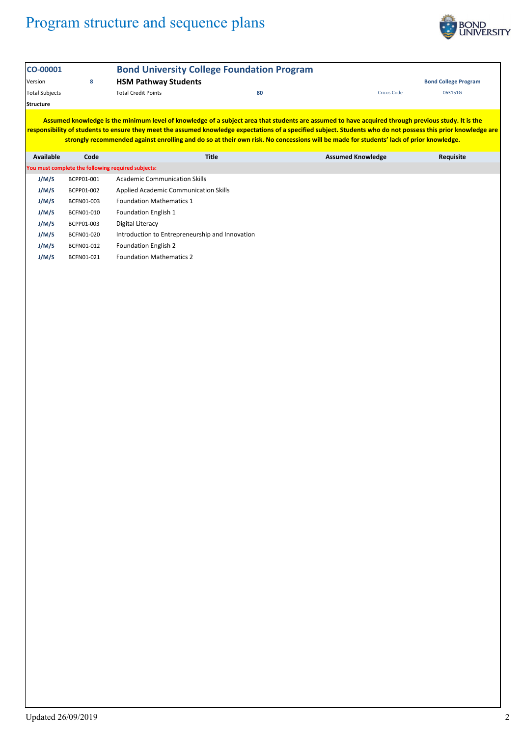# Program structure and sequence plans

| CO-00001 | Bond University College Foundation Program | | | |
|---|---|---|---|---|
| Version | 8 | HSM Pathway Students | | Bond College Program |
| Total Subjects | | Total Credit Points | 80 | Cricos Code 063151G |
| Structure | | | | |

**Assumed knowledge is the minimum level of knowledge of a subject area that students are assumed to have acquired through previous study. It is the responsibility of students to ensure they meet the assumed knowledge expectations of a specified subject. Students who do not possess this prior knowledge are strongly recommended against enrolling and do so at their own risk. No concessions will be made for students' lack of prior knowledge.**

| Available | Code | Title | Assumed Knowledge | Requisite |
|---|---|---|---|---|
| **You must complete the following required subjects:** | | | | |
| J/M/S | BCPP01-001 | Academic Communication Skills | | |
| J/M/S | BCPP01-002 | Applied Academic Communication Skills | | |
| J/M/S | BCFN01-003 | Foundation Mathematics 1 | | |
| J/M/S | BCFN01-010 | Foundation English 1 | | |
| J/M/S | BCPP01-003 | Digital Literacy | | |
| J/M/S | BCFN01-020 | Introduction to Entrepreneurship and Innovation | | |
| J/M/S | BCFN01-012 | Foundation English 2 | | |
| J/M/S | BCFN01-021 | Foundation Mathematics 2 | | |

Updated 26/09/2019